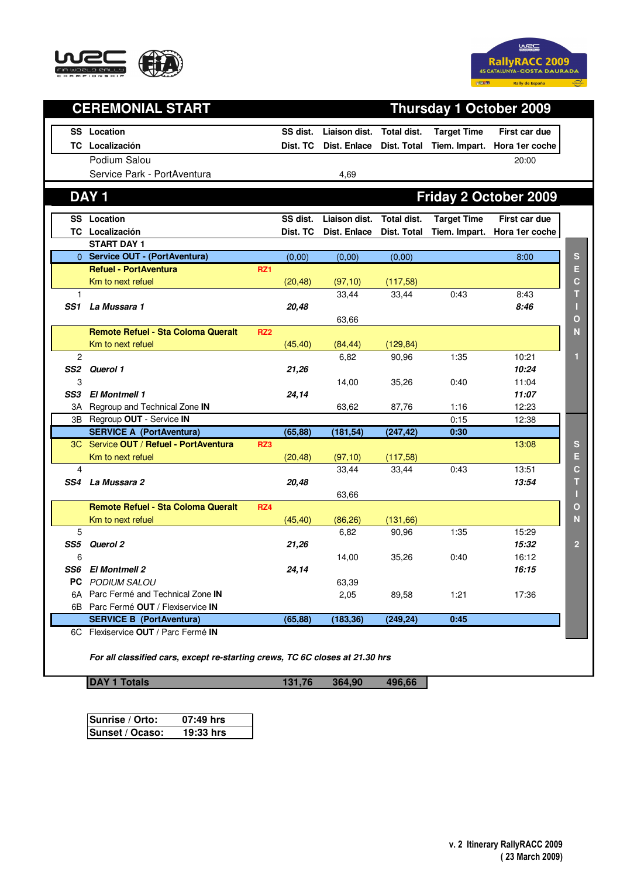# CEREMONIAL START — Thursday 1 October 2009

| SS / TC | Location / Localización | SS dist. / Dist. TC | Liaison dist. / Dist. Enlace | Total dist. / Dist. Total | Target Time / Tiem. Impart. | First car due / Hora 1er coche |
|---|---|---|---|---|---|---|
| | Podium Salou | | | | | 20:00 |
| | Service Park - PortAventura | | 4,69 | | | |

# DAY 1 — Friday 2 October 2009

| SS / TC | Location / Localización | | SS dist. / Dist. TC | Liaison dist. / Dist. Enlace | Total dist. / Dist. Total | Target Time / Tiem. Impart. | First car due / Hora 1er coche | |
|---|---|---|---|---|---|---|---|---|
| | **START DAY 1** | | | | | | | SECTION 1 |
| 0 | **Service OUT - (PortAventura)** | | (0,00) | (0,00) | (0,00) | | 8:00 | |
| | **Refuel - PortAventura** | RZ1 | | | | | | |
| | Km to next refuel | | (20,48) | (97,10) | (117,58) | | | |
| 1 | | | | 33,44 | 33,44 | 0:43 | 8:43 | |
| ***SS1*** | ***La Mussara 1*** | | ***20,48*** | | | | ***8:46*** | |
| | | | | 63,66 | | | | |
| | **Remote Refuel - Sta Coloma Queralt** | RZ2 | | | | | | |
| | Km to next refuel | | (45,40) | (84,44) | (129,84) | | | |
| 2 | | | | 6,82 | 90,96 | 1:35 | 10:21 | |
| ***SS2*** | ***Querol 1*** | | ***21,26*** | | | | ***10:24*** | |
| 3 | | | | 14,00 | 35,26 | 0:40 | 11:04 | |
| ***SS3*** | ***El Montmell 1*** | | ***24,14*** | | | | ***11:07*** | |
| 3A | Regroup and Technical Zone **IN** | | | 63,62 | 87,76 | 1:16 | 12:23 | |
| 3B | Regroup **OUT** - Service **IN** | | | | | 0:15 | 12:38 | SECTION 2 |
| | **SERVICE A (PortAventura)** | | **(65,88)** | **(181,54)** | **(247,42)** | **0:30** | | |
| 3C | Service **OUT** / **Refuel - PortAventura** | RZ3 | | | | | 13:08 | |
| | Km to next refuel | | (20,48) | (97,10) | (117,58) | | | |
| 4 | | | | 33,44 | 33,44 | 0:43 | 13:51 | |
| ***SS4*** | ***La Mussara 2*** | | ***20,48*** | | | | ***13:54*** | |
| | | | | 63,66 | | | | |
| | **Remote Refuel - Sta Coloma Queralt** | RZ4 | | | | | | |
| | Km to next refuel | | (45,40) | (86,26) | (131,66) | | | |
| 5 | | | | 6,82 | 90,96 | 1:35 | 15:29 | |
| ***SS5*** | ***Querol 2*** | | ***21,26*** | | | | ***15:32*** | |
| 6 | | | | 14,00 | 35,26 | 0:40 | 16:12 | |
| ***SS6*** | ***El Montmell 2*** | | ***24,14*** | | | | ***16:15*** | |
| **PC** | *PODIUM SALOU* | | | 63,39 | | | | |
| 6A | Parc Fermé and Technical Zone **IN** | | | 2,05 | 89,58 | 1:21 | 17:36 | |
| 6B | Parc Fermé **OUT** / Flexiservice **IN** | | | | | | | |
| | **SERVICE B (PortAventura)** | | **(65,88)** | **(183,36)** | **(249,24)** | **0:45** | | |
| 6C | Flexiservice **OUT** / Parc Fermé **IN** | | | | | | | |

***For all classified cars, except re-starting crews, TC 6C closes at 21.30 hrs***

| **DAY 1 Totals** | **131,76** | **364,90** | **496,66** |
|---|---|---|---|

| | |
|---|---|
| **Sunrise / Orto:** | **07:49 hrs** |
| **Sunset / Ocaso:** | **19:33 hrs** |

**v. 2 Itinerary RallyRACC 2009**
**( 23 March 2009)**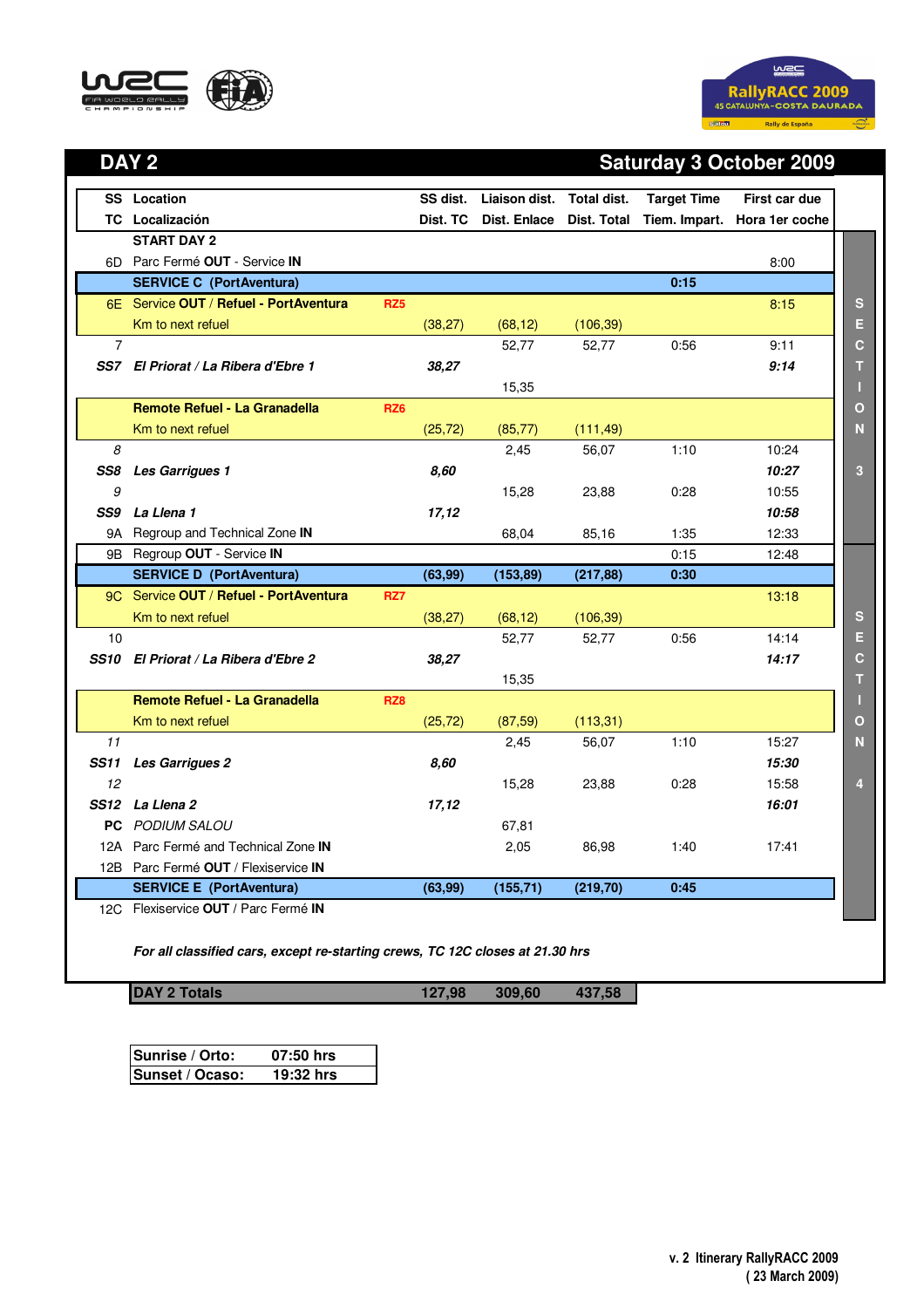## DAY 2 — Saturday 3 October 2009

| SS / TC | Location / Localización | | SS dist. / Dist. TC | Liaison dist. / Dist. Enlace | Total dist. / Dist. Total | Target Time / Tiem. Impart. | First car due / Hora 1er coche | |
|---|---|---|---|---|---|---|---|---|
| | **START DAY 2** | | | | | | | |
| 6D | Parc Fermé **OUT** - Service **IN** | | | | | | 8:00 | |
| | **SERVICE C (PortAventura)** | | | | | 0:15 | | SECTION 3 |
| 6E | Service **OUT** / **Refuel - PortAventura** | RZ5 | | | | | 8:15 | |
| | Km to next refuel | | (38,27) | (68,12) | (106,39) | | | |
| 7 | | | | 52,77 | 52,77 | 0:56 | 9:11 | |
| ***SS7*** | ***El Priorat / La Ribera d'Ebre 1*** | | ***38,27*** | | | | ***9:14*** | |
| | | | | 15,35 | | | | |
| | **Remote Refuel - La Granadella** | RZ6 | | | | | | |
| | Km to next refuel | | (25,72) | (85,77) | (111,49) | | | |
| *8* | | | | 2,45 | 56,07 | 1:10 | 10:24 | |
| ***SS8*** | ***Les Garrigues 1*** | | ***8,60*** | | | | ***10:27*** | |
| *9* | | | | 15,28 | 23,88 | 0:28 | 10:55 | |
| ***SS9*** | ***La Llena 1*** | | ***17,12*** | | | | ***10:58*** | |
| 9A | Regroup and Technical Zone **IN** | | | 68,04 | 85,16 | 1:35 | 12:33 | |
| 9B | Regroup **OUT** - Service **IN** | | | | | 0:15 | 12:48 | SECTION 4 |
| | **SERVICE D (PortAventura)** | | (63,99) | (153,89) | (217,88) | 0:30 | | |
| 9C | Service **OUT** / **Refuel - PortAventura** | RZ7 | | | | | 13:18 | |
| | Km to next refuel | | (38,27) | (68,12) | (106,39) | | | |
| 10 | | | | 52,77 | 52,77 | 0:56 | 14:14 | |
| ***SS10*** | ***El Priorat / La Ribera d'Ebre 2*** | | ***38,27*** | | | | ***14:17*** | |
| | | | | 15,35 | | | | |
| | **Remote Refuel - La Granadella** | RZ8 | | | | | | |
| | Km to next refuel | | (25,72) | (87,59) | (113,31) | | | |
| *11* | | | | 2,45 | 56,07 | 1:10 | 15:27 | |
| ***SS11*** | ***Les Garrigues 2*** | | ***8,60*** | | | | ***15:30*** | |
| *12* | | | | 15,28 | 23,88 | 0:28 | 15:58 | |
| ***SS12*** | ***La Llena 2*** | | ***17,12*** | | | | ***16:01*** | |
| **PC** | *PODIUM SALOU* | | | 67,81 | | | | |
| 12A | Parc Fermé and Technical Zone **IN** | | | 2,05 | 86,98 | 1:40 | 17:41 | |
| 12B | Parc Fermé **OUT** / Flexiservice **IN** | | | | | | | |
| | **SERVICE E (PortAventura)** | | (63,99) | (155,71) | (219,70) | 0:45 | | |
| 12C | Flexiservice **OUT** / Parc Fermé **IN** | | | | | | | |

***For all classified cars, except re-starting crews, TC 12C closes at 21.30 hrs***

| **DAY 2 Totals** | **127,98** | **309,60** | **437,58** |
|---|---|---|---|

| | |
|---|---|
| **Sunrise / Orto:** | **07:50 hrs** |
| **Sunset / Ocaso:** | **19:32 hrs** |

v. 2 Itinerary RallyRACC 2009
( 23 March 2009)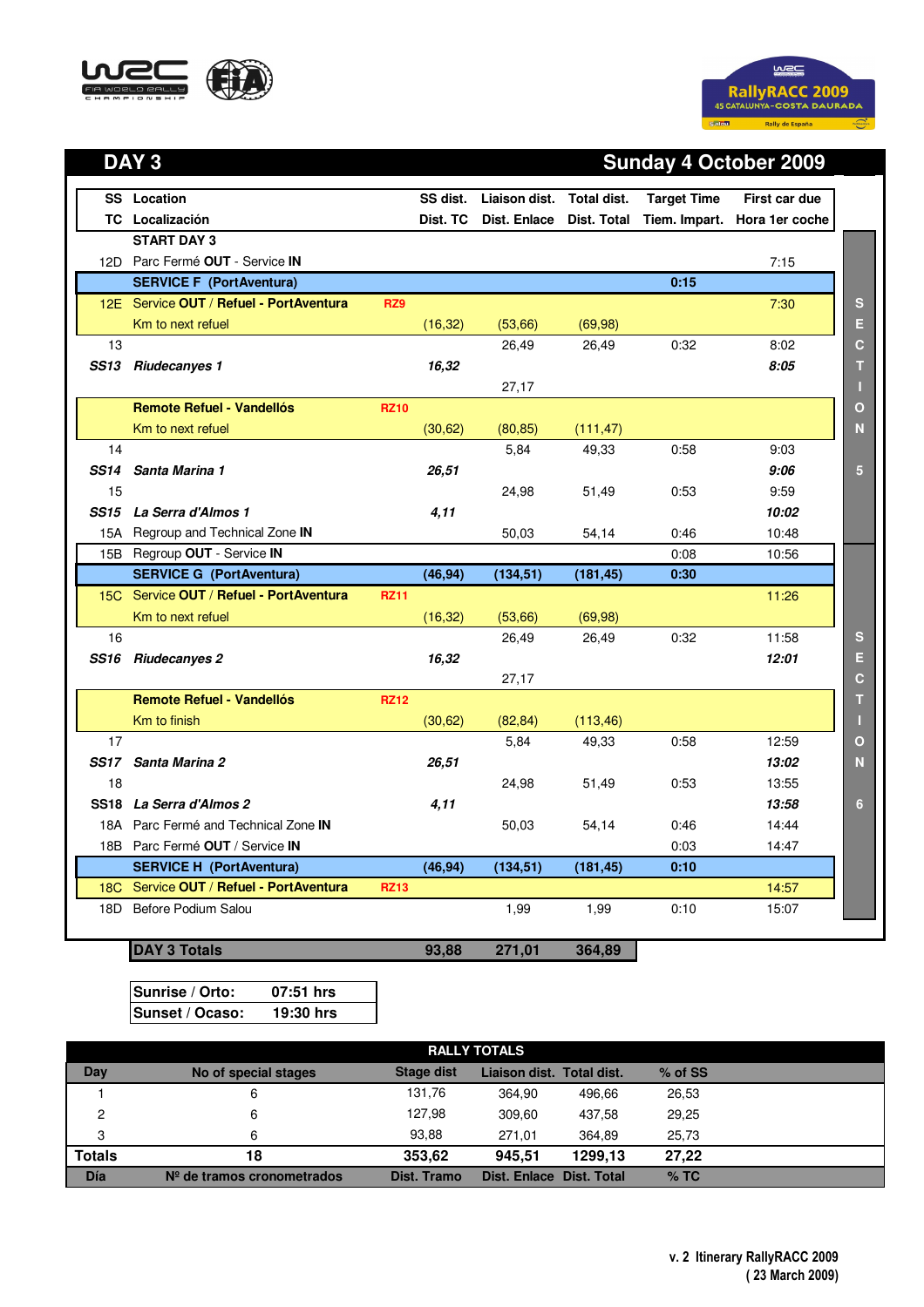## DAY 3 — Sunday 4 October 2009

| SS / TC | Location / Localización | | SS dist. / Dist. TC | Liaison dist. / Dist. Enlace | Total dist. / Dist. Total | Target Time / Tiem. Impart. | First car due / Hora 1er coche | |
|---|---|---|---|---|---|---|---|---|
| | **START DAY 3** | | | | | | | |
| 12D | Parc Fermé **OUT** - Service **IN** | | | | | | 7:15 | |
| | **SERVICE F (PortAventura)** | | | | | **0:15** | | |
| 12E | Service **OUT** / **Refuel - PortAventura** | **RZ9** | | | | | 7:30 | **SECTION 5** |
| | Km to next refuel | | (16,32) | (53,66) | (69,98) | | | |
| 13 | | | | 26,49 | 26,49 | 0:32 | 8:02 | |
| ***SS13*** | ***Riudecanyes 1*** | | ***16,32*** | | | | ***8:05*** | |
| | | | | 27,17 | | | | |
| | **Remote Refuel - Vandellós** | **RZ10** | | | | | | |
| | Km to next refuel | | (30,62) | (80,85) | (111,47) | | | |
| 14 | | | | 5,84 | 49,33 | 0:58 | 9:03 | |
| ***SS14*** | ***Santa Marina 1*** | | ***26,51*** | | | | ***9:06*** | |
| 15 | | | | 24,98 | 51,49 | 0:53 | 9:59 | |
| ***SS15*** | ***La Serra d'Almos 1*** | | ***4,11*** | | | | ***10:02*** | |
| 15A | Regroup and Technical Zone **IN** | | | 50,03 | 54,14 | 0:46 | 10:48 | |
| 15B | Regroup **OUT** - Service **IN** | | | | | 0:08 | 10:56 | |
| | **SERVICE G (PortAventura)** | | **(46,94)** | **(134,51)** | **(181,45)** | **0:30** | | |
| 15C | Service **OUT** / **Refuel - PortAventura** | **RZ11** | | | | | 11:26 | **SECTION 6** |
| | Km to next refuel | | (16,32) | (53,66) | (69,98) | | | |
| 16 | | | | 26,49 | 26,49 | 0:32 | 11:58 | |
| ***SS16*** | ***Riudecanyes 2*** | | ***16,32*** | | | | ***12:01*** | |
| | | | | 27,17 | | | | |
| | **Remote Refuel - Vandellós** | **RZ12** | | | | | | |
| | Km to finish | | (30,62) | (82,84) | (113,46) | | | |
| 17 | | | | 5,84 | 49,33 | 0:58 | 12:59 | |
| ***SS17*** | ***Santa Marina 2*** | | ***26,51*** | | | | ***13:02*** | |
| 18 | | | | 24,98 | 51,49 | 0:53 | 13:55 | |
| **SS18** | ***La Serra d'Almos 2*** | | ***4,11*** | | | | ***13:58*** | |
| 18A | Parc Fermé and Technical Zone **IN** | | | 50,03 | 54,14 | 0:46 | 14:44 | |
| 18B | Parc Fermé **OUT** / Service **IN** | | | | | 0:03 | 14:47 | |
| | **SERVICE H (PortAventura)** | | **(46,94)** | **(134,51)** | **(181,45)** | **0:10** | | |
| 18C | Service **OUT** / **Refuel - PortAventura** | **RZ13** | | | | | 14:57 | |
| 18D | Before Podium Salou | | | 1,99 | 1,99 | 0:10 | 15:07 | |
| | **DAY 3 Totals** | | **93,88** | **271,01** | **364,89** | | | |

| | |
|---|---|
| **Sunrise** / **Orto:** | **07:51 hrs** |
| **Sunset** / **Ocaso:** | **19:30 hrs** |

**RALLY TOTALS**

| Day / Día | No of special stages / Nº de tramos cronometrados | Stage dist / Dist. Tramo | Liaison dist. / Dist. Enlace | Total dist. / Dist. Total | % of SS / % TC |
|---|---|---|---|---|---|
| 1 | 6 | 131,76 | 364,90 | 496,66 | 26,53 |
| 2 | 6 | 127,98 | 309,60 | 437,58 | 29,25 |
| 3 | 6 | 93,88 | 271,01 | 364,89 | 25,73 |
| **Totals** | **18** | **353,62** | **945,51** | **1299,13** | **27,22** |

v. 2 Itinerary RallyRACC 2009
( 23 March 2009)